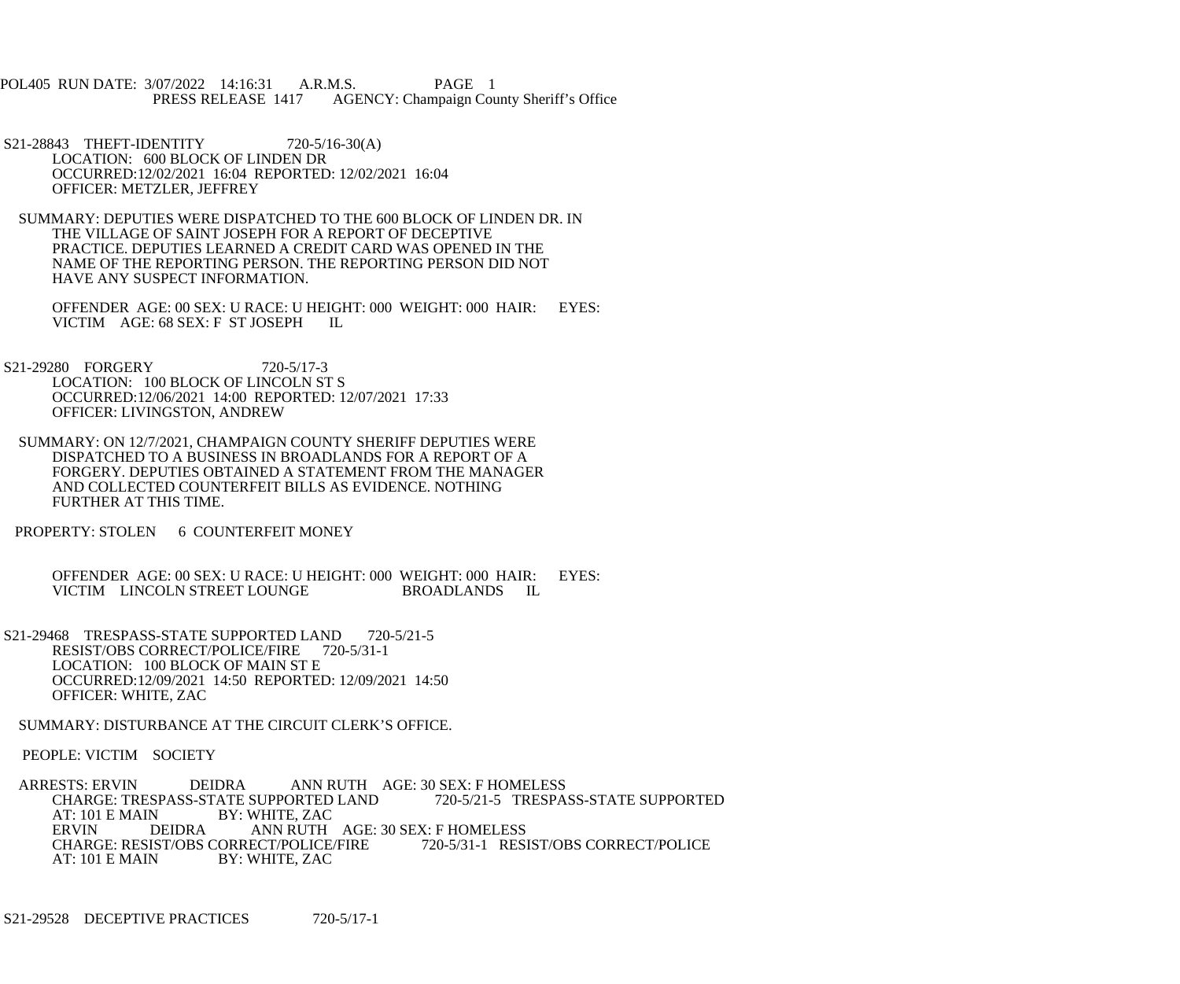POL405 RUN DATE: 3/07/2022 14:16:31 A.R.M.S. PAGE 1
PRESS RELEASE 1417 AGENCY: Champaign County Sheriff's Office

S21-28843 THEFT-IDENTITY 720-5/16-30(A)
LOCATION: 600 BLOCK OF LINDEN DR
OCCURRED:12/02/2021 16:04 REPORTED: 12/02/2021 16:04
OFFICER: METZLER, JEFFREY

SUMMARY: DEPUTIES WERE DISPATCHED TO THE 600 BLOCK OF LINDEN DR. IN THE VILLAGE OF SAINT JOSEPH FOR A REPORT OF DECEPTIVE PRACTICE. DEPUTIES LEARNED A CREDIT CARD WAS OPENED IN THE NAME OF THE REPORTING PERSON. THE REPORTING PERSON DID NOT HAVE ANY SUSPECT INFORMATION.

OFFENDER AGE: 00 SEX: U RACE: U HEIGHT: 000 WEIGHT: 000 HAIR: EYES:
VICTIM AGE: 68 SEX: F ST JOSEPH IL

S21-29280 FORGERY 720-5/17-3
LOCATION: 100 BLOCK OF LINCOLN ST S
OCCURRED:12/06/2021 14:00 REPORTED: 12/07/2021 17:33
OFFICER: LIVINGSTON, ANDREW

SUMMARY: ON 12/7/2021, CHAMPAIGN COUNTY SHERIFF DEPUTIES WERE DISPATCHED TO A BUSINESS IN BROADLANDS FOR A REPORT OF A FORGERY. DEPUTIES OBTAINED A STATEMENT FROM THE MANAGER AND COLLECTED COUNTERFEIT BILLS AS EVIDENCE. NOTHING FURTHER AT THIS TIME.

PROPERTY: STOLEN 6 COUNTERFEIT MONEY

OFFENDER AGE: 00 SEX: U RACE: U HEIGHT: 000 WEIGHT: 000 HAIR: EYES:
VICTIM LINCOLN STREET LOUNGE BROADLANDS IL

S21-29468 TRESPASS-STATE SUPPORTED LAND 720-5/21-5
RESIST/OBS CORRECT/POLICE/FIRE 720-5/31-1
LOCATION: 100 BLOCK OF MAIN ST E
OCCURRED:12/09/2021 14:50 REPORTED: 12/09/2021 14:50
OFFICER: WHITE, ZAC

SUMMARY: DISTURBANCE AT THE CIRCUIT CLERK'S OFFICE.

PEOPLE: VICTIM SOCIETY

ARRESTS: ERVIN DEIDRA ANN RUTH AGE: 30 SEX: F HOMELESS
CHARGE: TRESPASS-STATE SUPPORTED LAND 720-5/21-5 TRESPASS-STATE SUPPORTED
AT: 101 E MAIN BY: WHITE, ZAC
ERVIN DEIDRA ANN RUTH AGE: 30 SEX: F HOMELESS
CHARGE: RESIST/OBS CORRECT/POLICE/FIRE 720-5/31-1 RESIST/OBS CORRECT/POLICE
AT: 101 E MAIN BY: WHITE, ZAC

S21-29528 DECEPTIVE PRACTICES 720-5/17-1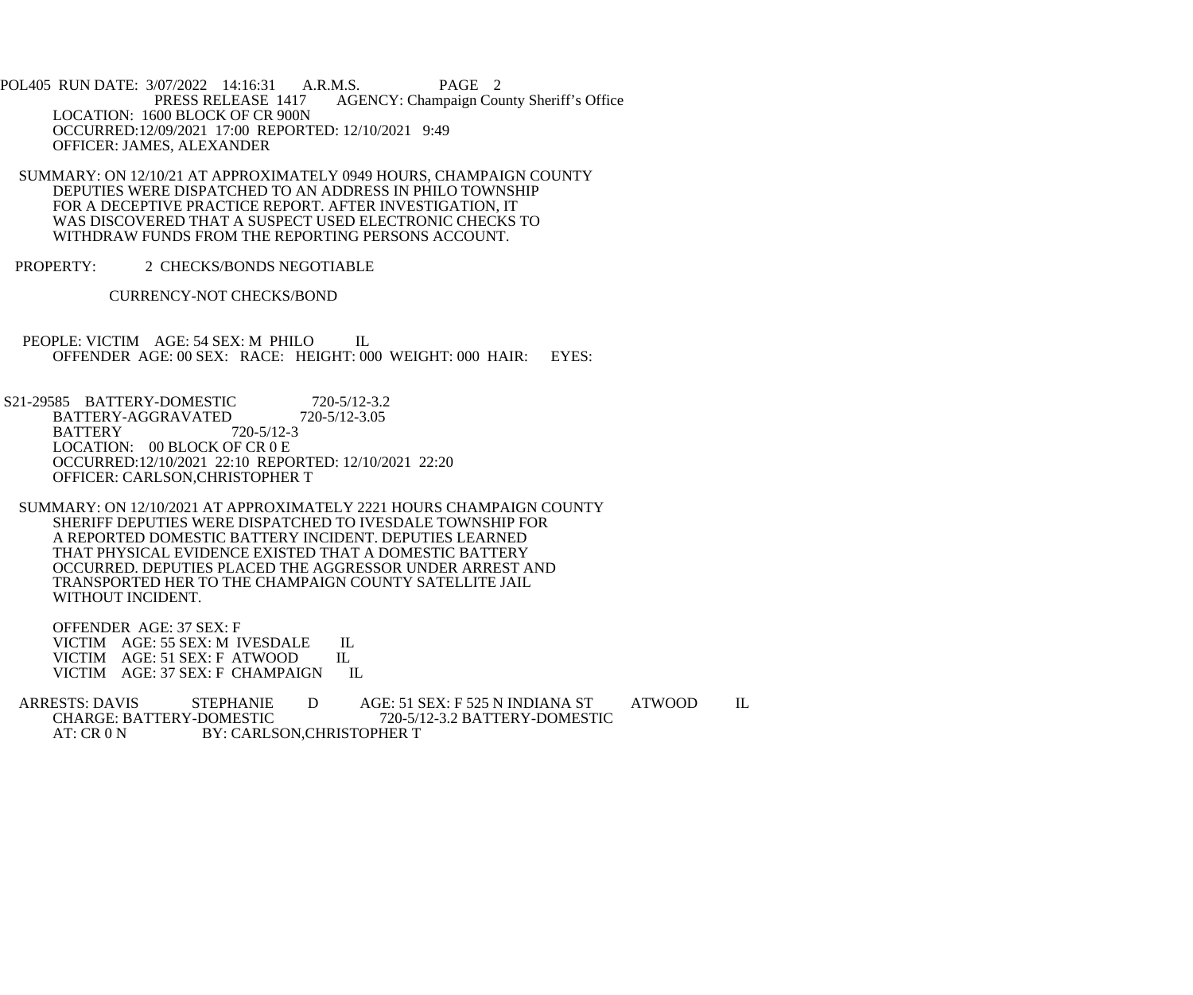POL405 RUN DATE: 3/07/2022 14:16:31 A.R.M.S. PAGE 2
PRESS RELEASE 1417 AGENCY: Champaign County Sheriff's Office

LOCATION: 1600 BLOCK OF CR 900N
OCCURRED:12/09/2021 17:00 REPORTED: 12/10/2021 9:49
OFFICER: JAMES, ALEXANDER

SUMMARY: ON 12/10/21 AT APPROXIMATELY 0949 HOURS, CHAMPAIGN COUNTY DEPUTIES WERE DISPATCHED TO AN ADDRESS IN PHILO TOWNSHIP FOR A DECEPTIVE PRACTICE REPORT. AFTER INVESTIGATION, IT WAS DISCOVERED THAT A SUSPECT USED ELECTRONIC CHECKS TO WITHDRAW FUNDS FROM THE REPORTING PERSONS ACCOUNT.

PROPERTY: 2 CHECKS/BONDS NEGOTIABLE

CURRENCY-NOT CHECKS/BOND

PEOPLE: VICTIM AGE: 54 SEX: M PHILO IL
OFFENDER AGE: 00 SEX: RACE: HEIGHT: 000 WEIGHT: 000 HAIR: EYES:

S21-29585 BATTERY-DOMESTIC 720-5/12-3.2
BATTERY-AGGRAVATED 720-5/12-3.05
BATTERY 720-5/12-3
LOCATION: 00 BLOCK OF CR 0 E
OCCURRED:12/10/2021 22:10 REPORTED: 12/10/2021 22:20
OFFICER: CARLSON,CHRISTOPHER T

SUMMARY: ON 12/10/2021 AT APPROXIMATELY 2221 HOURS CHAMPAIGN COUNTY SHERIFF DEPUTIES WERE DISPATCHED TO IVESDALE TOWNSHIP FOR A REPORTED DOMESTIC BATTERY INCIDENT. DEPUTIES LEARNED THAT PHYSICAL EVIDENCE EXISTED THAT A DOMESTIC BATTERY OCCURRED. DEPUTIES PLACED THE AGGRESSOR UNDER ARREST AND TRANSPORTED HER TO THE CHAMPAIGN COUNTY SATELLITE JAIL WITHOUT INCIDENT.

OFFENDER AGE: 37 SEX: F
VICTIM AGE: 55 SEX: M IVESDALE IL
VICTIM AGE: 51 SEX: F ATWOOD IL
VICTIM AGE: 37 SEX: F CHAMPAIGN IL

ARRESTS: DAVIS STEPHANIE D AGE: 51 SEX: F 525 N INDIANA ST ATWOOD IL
CHARGE: BATTERY-DOMESTIC 720-5/12-3.2 BATTERY-DOMESTIC
AT: CR 0 N BY: CARLSON,CHRISTOPHER T